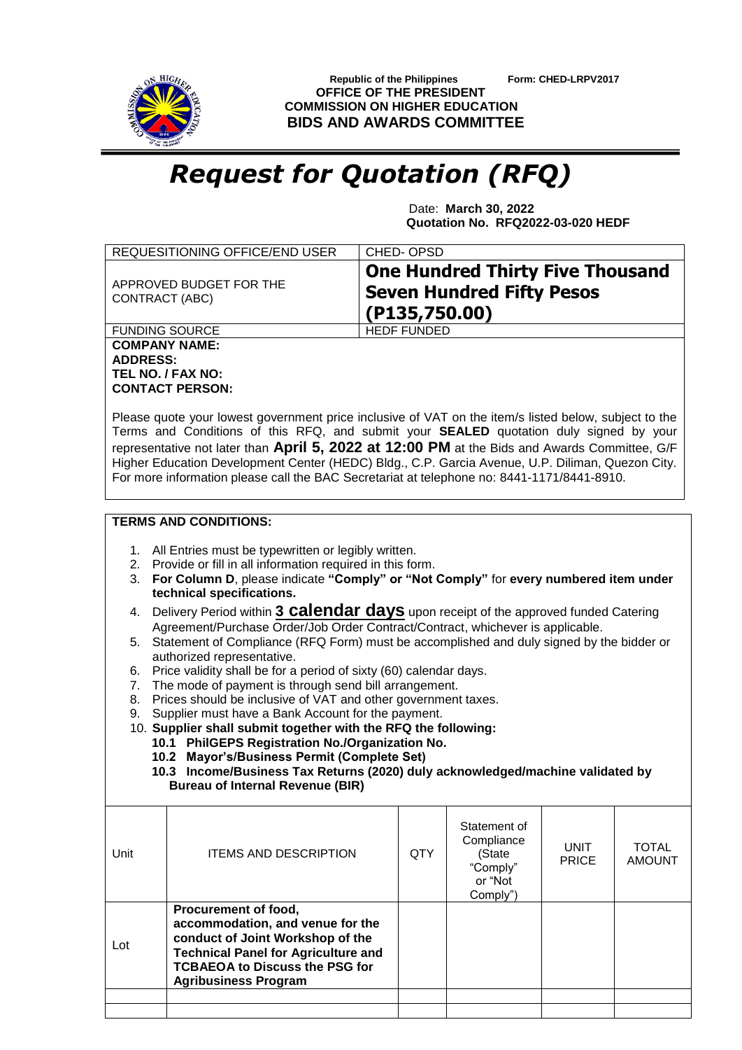Republic of the Philippines
**OFFICE OF THE PRESIDENT**
**COMMISSION ON HIGHER EDUCATION**
**BIDS AND AWARDS COMMITTEE**

Form: CHED-LRPV2017

# *Request for Quotation (RFQ)*

Date: **March 30, 2022**
**Quotation No. RFQ2022-03-020 HEDF**

| REQUESITIONING OFFICE/END USER | CHED- OPSD |
|---|---|
| APPROVED BUDGET FOR THE CONTRACT (ABC) | **One Hundred Thirty Five Thousand Seven Hundred Fifty Pesos (P135,750.00)** |
| FUNDING SOURCE | HEDF FUNDED |

**COMPANY NAME:**
**ADDRESS:**
**TEL NO. / FAX NO:**
**CONTACT PERSON:**

Please quote your lowest government price inclusive of VAT on the item/s listed below, subject to the Terms and Conditions of this RFQ, and submit your **SEALED** quotation duly signed by your representative not later than **April 5, 2022 at 12:00 PM** at the Bids and Awards Committee, G/F Higher Education Development Center (HEDC) Bldg., C.P. Garcia Avenue, U.P. Diliman, Quezon City. For more information please call the BAC Secretariat at telephone no: 8441-1171/8441-8910.

**TERMS AND CONDITIONS:**

1. All Entries must be typewritten or legibly written.
2. Provide or fill in all information required in this form.
3. **For Column D**, please indicate **"Comply" or "Not Comply"** for **every numbered item under technical specifications.**
4. Delivery Period within **3 calendar days** upon receipt of the approved funded Catering Agreement/Purchase Order/Job Order Contract/Contract, whichever is applicable.
5. Statement of Compliance (RFQ Form) must be accomplished and duly signed by the bidder or authorized representative.
6. Price validity shall be for a period of sixty (60) calendar days.
7. The mode of payment is through send bill arrangement.
8. Prices should be inclusive of VAT and other government taxes.
9. Supplier must have a Bank Account for the payment.
10. **Supplier shall submit together with the RFQ the following:**
    - **10.1 PhilGEPS Registration No./Organization No.**
    - **10.2 Mayor's/Business Permit (Complete Set)**
    - **10.3 Income/Business Tax Returns (2020) duly acknowledged/machine validated by Bureau of Internal Revenue (BIR)**

| Unit | ITEMS AND DESCRIPTION | QTY | Statement of Compliance (State "Comply" or "Not Comply") | UNIT PRICE | TOTAL AMOUNT |
|---|---|---|---|---|---|
| Lot | **Procurement of food, accommodation, and venue for the conduct of Joint Workshop of the Technical Panel for Agriculture and TCBAEOA to Discuss the PSG for Agribusiness Program** | | | | |
| | | | | | |
| | | | | | |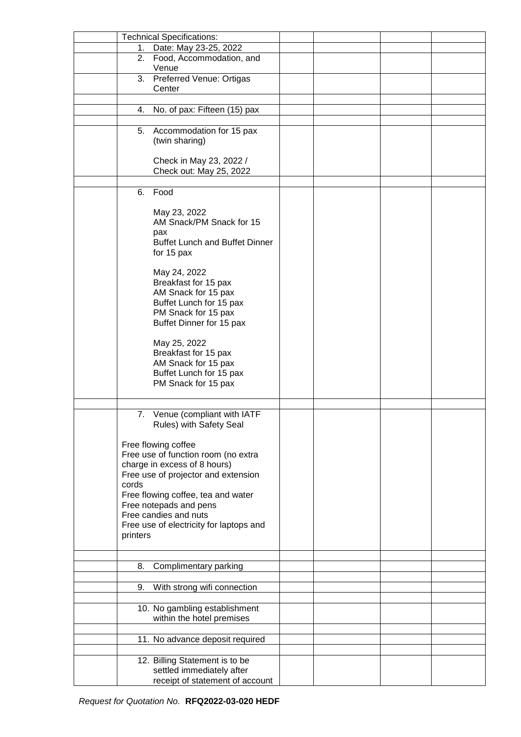| | Technical Specifications: | | | | |
|---|---|---|---|---|---|
| | 1. Date: May 23-25, 2022 | | | | |
| | 2. Food, Accommodation, and Venue | | | | |
| | 3. Preferred Venue: Ortigas Center | | | | |
| | | | | | |
| | 4. No. of pax: Fifteen (15) pax | | | | |
| | | | | | |
| | 5. Accommodation for 15 pax (twin sharing)<br><br>Check in May 23, 2022 / Check out: May 25, 2022 | | | | |
| | | | | | |
| | 6. Food<br><br>May 23, 2022<br>AM Snack/PM Snack for 15 pax<br>Buffet Lunch and Buffet Dinner for 15 pax<br><br>May 24, 2022<br>Breakfast for 15 pax<br>AM Snack for 15 pax<br>Buffet Lunch for 15 pax<br>PM Snack for 15 pax<br>Buffet Dinner for 15 pax<br><br>May 25, 2022<br>Breakfast for 15 pax<br>AM Snack for 15 pax<br>Buffet Lunch for 15 pax<br>PM Snack for 15 pax | | | | |
| | | | | | |
| | 7. Venue (compliant with IATF Rules) with Safety Seal<br><br>Free flowing coffee<br>Free use of function room (no extra charge in excess of 8 hours)<br>Free use of projector and extension cords<br>Free flowing coffee, tea and water<br>Free notepads and pens<br>Free candies and nuts<br>Free use of electricity for laptops and printers | | | | |
| | | | | | |
| | 8. Complimentary parking | | | | |
| | | | | | |
| | 9. With strong wifi connection | | | | |
| | | | | | |
| | 10. No gambling establishment within the hotel premises | | | | |
| | | | | | |
| | 11. No advance deposit required | | | | |
| | | | | | |
| | 12. Billing Statement is to be settled immediately after receipt of statement of account | | | | |

*Request for Quotation No.* **RFQ2022-03-020 HEDF**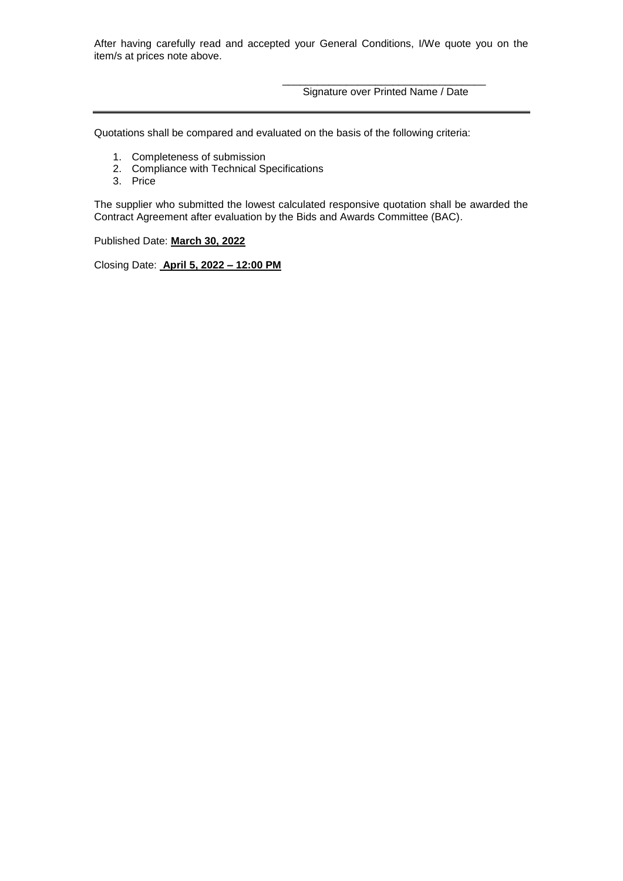After having carefully read and accepted your General Conditions, I/We quote you on the item/s at prices note above.

\_\_\_\_\_\_\_\_\_\_\_\_\_\_\_\_\_\_\_\_\_\_\_\_\_\_\_\_\_\_\_\_\_\_\_\_

Signature over Printed Name / Date

---

Quotations shall be compared and evaluated on the basis of the following criteria:

1. Completeness of submission
2. Compliance with Technical Specifications
3. Price

The supplier who submitted the lowest calculated responsive quotation shall be awarded the Contract Agreement after evaluation by the Bids and Awards Committee (BAC).

Published Date: **March 30, 2022**

Closing Date: **April 5, 2022 – 12:00 PM**